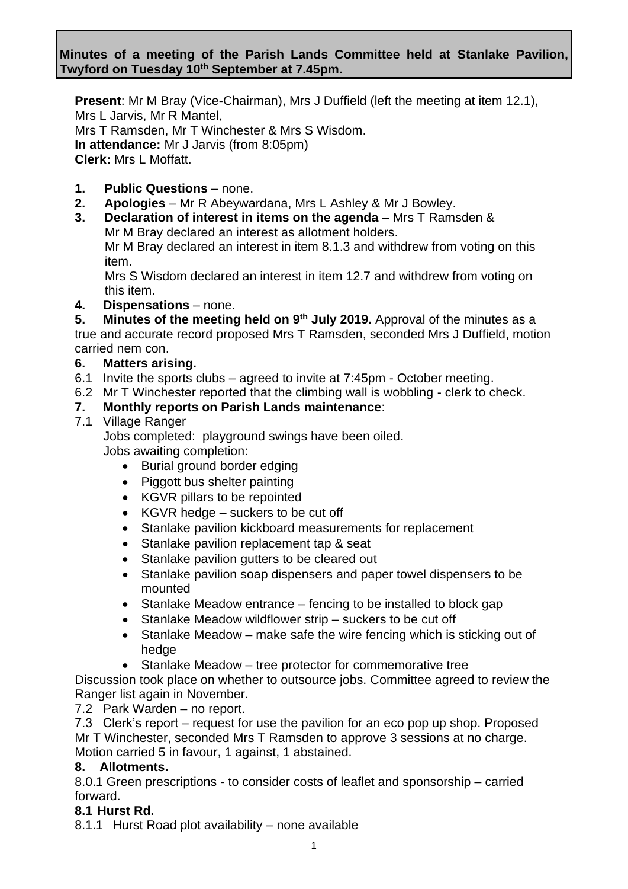**Minutes of a meeting of the Parish Lands Committee held at Stanlake Pavilion, Twyford on Tuesday 10th September at 7.45pm.**

**Present**: Mr M Bray (Vice-Chairman), Mrs J Duffield (left the meeting at item 12.1), Mrs L Jarvis, Mr R Mantel,
Mrs T Ramsden, Mr T Winchester & Mrs S Wisdom.
**In attendance:** Mr J Jarvis (from 8:05pm)
**Clerk:** Mrs L Moffatt.

1. **Public Questions** – none.
2. **Apologies** – Mr R Abeywardana, Mrs L Ashley & Mr J Bowley.
3. **Declaration of interest in items on the agenda** – Mrs T Ramsden & Mr M Bray declared an interest as allotment holders.
   Mr M Bray declared an interest in item 8.1.3 and withdrew from voting on this item.
   Mrs S Wisdom declared an interest in item 12.7 and withdrew from voting on this item.
4. **Dispensations** – none.
5. **Minutes of the meeting held on 9th July 2019.** Approval of the minutes as a true and accurate record proposed Mrs T Ramsden, seconded Mrs J Duffield, motion carried nem con.
6. **Matters arising.**

6.1 Invite the sports clubs – agreed to invite at 7:45pm - October meeting.
6.2 Mr T Winchester reported that the climbing wall is wobbling - clerk to check.

7. **Monthly reports on Parish Lands maintenance**:

7.1 Village Ranger
Jobs completed: playground swings have been oiled.
Jobs awaiting completion:

- Burial ground border edging
- Piggott bus shelter painting
- KGVR pillars to be repointed
- KGVR hedge – suckers to be cut off
- Stanlake pavilion kickboard measurements for replacement
- Stanlake pavilion replacement tap & seat
- Stanlake pavilion gutters to be cleared out
- Stanlake pavilion soap dispensers and paper towel dispensers to be mounted
- Stanlake Meadow entrance – fencing to be installed to block gap
- Stanlake Meadow wildflower strip – suckers to be cut off
- Stanlake Meadow – make safe the wire fencing which is sticking out of hedge
- Stanlake Meadow – tree protector for commemorative tree

Discussion took place on whether to outsource jobs. Committee agreed to review the Ranger list again in November.

7.2 Park Warden – no report.
7.3 Clerk's report – request for use the pavilion for an eco pop up shop. Proposed Mr T Winchester, seconded Mrs T Ramsden to approve 3 sessions at no charge. Motion carried 5 in favour, 1 against, 1 abstained.

8. **Allotments.**

8.0.1 Green prescriptions - to consider costs of leaflet and sponsorship – carried forward.

**8.1 Hurst Rd.**

8.1.1 Hurst Road plot availability – none available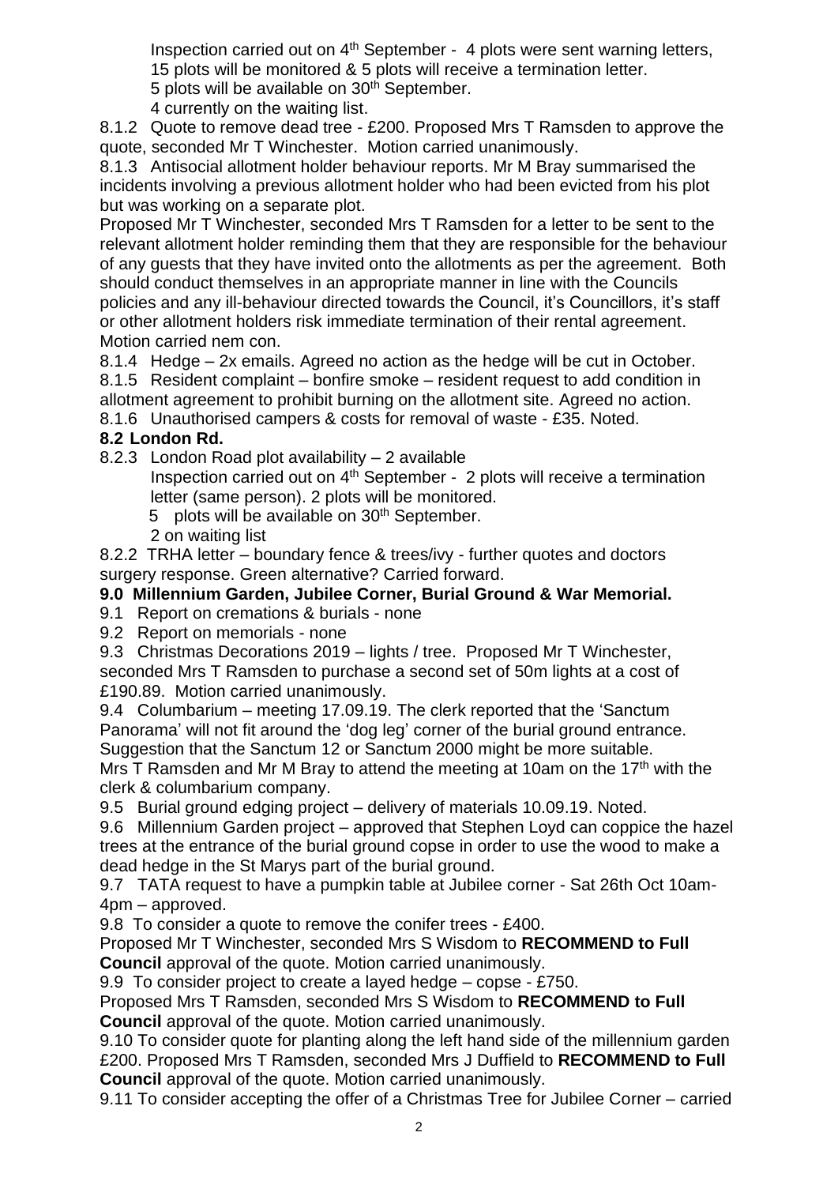Inspection carried out on 4th September - 4 plots were sent warning letters, 15 plots will be monitored & 5 plots will receive a termination letter.
5 plots will be available on 30th September.
4 currently on the waiting list.

8.1.2 Quote to remove dead tree - £200. Proposed Mrs T Ramsden to approve the quote, seconded Mr T Winchester. Motion carried unanimously.

8.1.3 Antisocial allotment holder behaviour reports. Mr M Bray summarised the incidents involving a previous allotment holder who had been evicted from his plot but was working on a separate plot.

Proposed Mr T Winchester, seconded Mrs T Ramsden for a letter to be sent to the relevant allotment holder reminding them that they are responsible for the behaviour of any guests that they have invited onto the allotments as per the agreement. Both should conduct themselves in an appropriate manner in line with the Councils policies and any ill-behaviour directed towards the Council, it's Councillors, it's staff or other allotment holders risk immediate termination of their rental agreement. Motion carried nem con.

8.1.4 Hedge – 2x emails. Agreed no action as the hedge will be cut in October.

8.1.5 Resident complaint – bonfire smoke – resident request to add condition in allotment agreement to prohibit burning on the allotment site. Agreed no action.

8.1.6 Unauthorised campers & costs for removal of waste - £35. Noted.

**8.2 London Rd.**

8.2.3 London Road plot availability – 2 available
Inspection carried out on 4th September - 2 plots will receive a termination letter (same person). 2 plots will be monitored.
5 plots will be available on 30th September.
2 on waiting list

8.2.2 TRHA letter – boundary fence & trees/ivy - further quotes and doctors surgery response. Green alternative? Carried forward.

**9.0 Millennium Garden, Jubilee Corner, Burial Ground & War Memorial.**

9.1 Report on cremations & burials - none

9.2 Report on memorials - none

9.3 Christmas Decorations 2019 – lights / tree. Proposed Mr T Winchester, seconded Mrs T Ramsden to purchase a second set of 50m lights at a cost of £190.89. Motion carried unanimously.

9.4 Columbarium – meeting 17.09.19. The clerk reported that the 'Sanctum Panorama' will not fit around the 'dog leg' corner of the burial ground entrance. Suggestion that the Sanctum 12 or Sanctum 2000 might be more suitable.
Mrs T Ramsden and Mr M Bray to attend the meeting at 10am on the 17th with the clerk & columbarium company.

9.5 Burial ground edging project – delivery of materials 10.09.19. Noted.

9.6 Millennium Garden project – approved that Stephen Loyd can coppice the hazel trees at the entrance of the burial ground copse in order to use the wood to make a dead hedge in the St Marys part of the burial ground.

9.7 TATA request to have a pumpkin table at Jubilee corner - Sat 26th Oct 10am-4pm – approved.

9.8 To consider a quote to remove the conifer trees - £400.
Proposed Mr T Winchester, seconded Mrs S Wisdom to **RECOMMEND to Full Council** approval of the quote. Motion carried unanimously.

9.9 To consider project to create a layed hedge – copse - £750.
Proposed Mrs T Ramsden, seconded Mrs S Wisdom to **RECOMMEND to Full Council** approval of the quote. Motion carried unanimously.

9.10 To consider quote for planting along the left hand side of the millennium garden £200. Proposed Mrs T Ramsden, seconded Mrs J Duffield to **RECOMMEND to Full Council** approval of the quote. Motion carried unanimously.

9.11 To consider accepting the offer of a Christmas Tree for Jubilee Corner – carried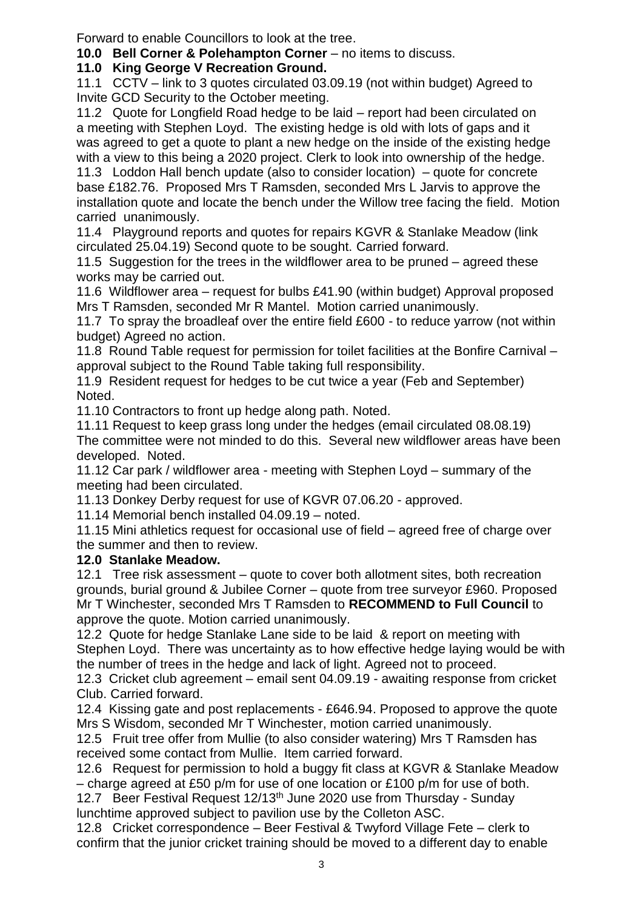Forward to enable Councillors to look at the tree.

**10.0 Bell Corner & Polehampton Corner** – no items to discuss.

**11.0 King George V Recreation Ground.**

11.1 CCTV – link to 3 quotes circulated 03.09.19 (not within budget) Agreed to Invite GCD Security to the October meeting.

11.2 Quote for Longfield Road hedge to be laid – report had been circulated on a meeting with Stephen Loyd. The existing hedge is old with lots of gaps and it was agreed to get a quote to plant a new hedge on the inside of the existing hedge with a view to this being a 2020 project. Clerk to look into ownership of the hedge.

11.3 Loddon Hall bench update (also to consider location) – quote for concrete base £182.76. Proposed Mrs T Ramsden, seconded Mrs L Jarvis to approve the installation quote and locate the bench under the Willow tree facing the field. Motion carried unanimously.

11.4 Playground reports and quotes for repairs KGVR & Stanlake Meadow (link circulated 25.04.19) Second quote to be sought. Carried forward.

11.5 Suggestion for the trees in the wildflower area to be pruned – agreed these works may be carried out.

11.6 Wildflower area – request for bulbs £41.90 (within budget) Approval proposed Mrs T Ramsden, seconded Mr R Mantel. Motion carried unanimously.

11.7 To spray the broadleaf over the entire field £600 - to reduce yarrow (not within budget) Agreed no action.

11.8 Round Table request for permission for toilet facilities at the Bonfire Carnival – approval subject to the Round Table taking full responsibility.

11.9 Resident request for hedges to be cut twice a year (Feb and September) Noted.

11.10 Contractors to front up hedge along path. Noted.

11.11 Request to keep grass long under the hedges (email circulated 08.08.19) The committee were not minded to do this. Several new wildflower areas have been developed. Noted.

11.12 Car park / wildflower area - meeting with Stephen Loyd – summary of the meeting had been circulated.

11.13 Donkey Derby request for use of KGVR 07.06.20 - approved.

11.14 Memorial bench installed 04.09.19 – noted.

11.15 Mini athletics request for occasional use of field – agreed free of charge over the summer and then to review.

**12.0 Stanlake Meadow.**

12.1 Tree risk assessment – quote to cover both allotment sites, both recreation grounds, burial ground & Jubilee Corner – quote from tree surveyor £960. Proposed Mr T Winchester, seconded Mrs T Ramsden to **RECOMMEND to Full Council** to approve the quote. Motion carried unanimously.

12.2 Quote for hedge Stanlake Lane side to be laid & report on meeting with Stephen Loyd. There was uncertainty as to how effective hedge laying would be with the number of trees in the hedge and lack of light. Agreed not to proceed.

12.3 Cricket club agreement – email sent 04.09.19 - awaiting response from cricket Club. Carried forward.

12.4 Kissing gate and post replacements - £646.94. Proposed to approve the quote Mrs S Wisdom, seconded Mr T Winchester, motion carried unanimously.

12.5 Fruit tree offer from Mullie (to also consider watering) Mrs T Ramsden has received some contact from Mullie. Item carried forward.

12.6 Request for permission to hold a buggy fit class at KGVR & Stanlake Meadow – charge agreed at £50 p/m for use of one location or £100 p/m for use of both.

12.7 Beer Festival Request 12/13th June 2020 use from Thursday - Sunday lunchtime approved subject to pavilion use by the Colleton ASC.

12.8 Cricket correspondence – Beer Festival & Twyford Village Fete – clerk to confirm that the junior cricket training should be moved to a different day to enable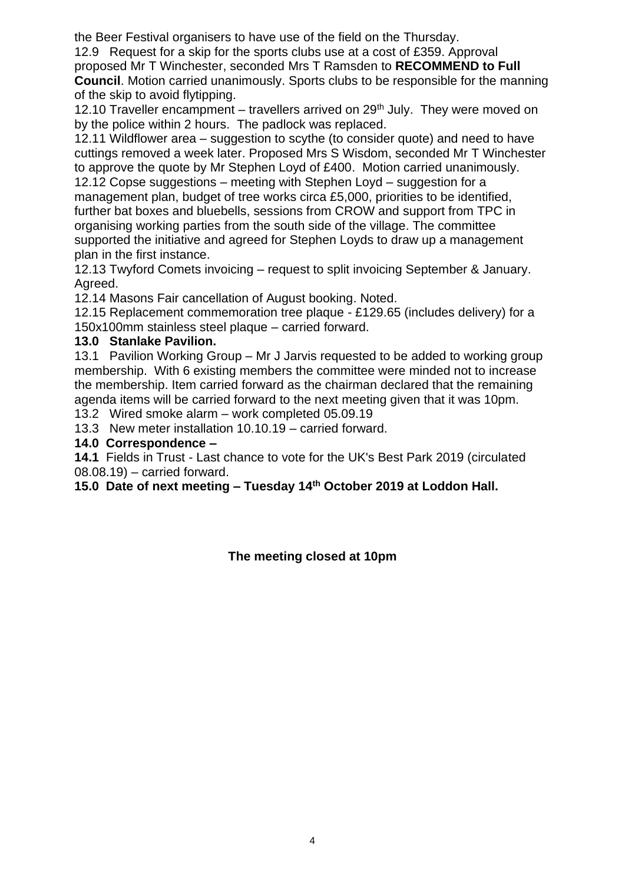the Beer Festival organisers to have use of the field on the Thursday.

12.9 Request for a skip for the sports clubs use at a cost of £359. Approval proposed Mr T Winchester, seconded Mrs T Ramsden to **RECOMMEND to Full Council**. Motion carried unanimously. Sports clubs to be responsible for the manning of the skip to avoid flytipping.

12.10 Traveller encampment – travellers arrived on 29th July. They were moved on by the police within 2 hours. The padlock was replaced.

12.11 Wildflower area – suggestion to scythe (to consider quote) and need to have cuttings removed a week later. Proposed Mrs S Wisdom, seconded Mr T Winchester to approve the quote by Mr Stephen Loyd of £400. Motion carried unanimously.

12.12 Copse suggestions – meeting with Stephen Loyd – suggestion for a management plan, budget of tree works circa £5,000, priorities to be identified, further bat boxes and bluebells, sessions from CROW and support from TPC in organising working parties from the south side of the village. The committee supported the initiative and agreed for Stephen Loyds to draw up a management plan in the first instance.

12.13 Twyford Comets invoicing – request to split invoicing September & January. Agreed.

12.14 Masons Fair cancellation of August booking. Noted.

12.15 Replacement commemoration tree plaque - £129.65 (includes delivery) for a 150x100mm stainless steel plaque – carried forward.

**13.0 Stanlake Pavilion.**

13.1 Pavilion Working Group – Mr J Jarvis requested to be added to working group membership. With 6 existing members the committee were minded not to increase the membership. Item carried forward as the chairman declared that the remaining agenda items will be carried forward to the next meeting given that it was 10pm.

13.2 Wired smoke alarm – work completed 05.09.19

13.3 New meter installation 10.10.19 – carried forward.

**14.0 Correspondence –**

**14.1** Fields in Trust - Last chance to vote for the UK's Best Park 2019 (circulated 08.08.19) – carried forward.

**15.0 Date of next meeting – Tuesday 14th October 2019 at Loddon Hall.**

**The meeting closed at 10pm**